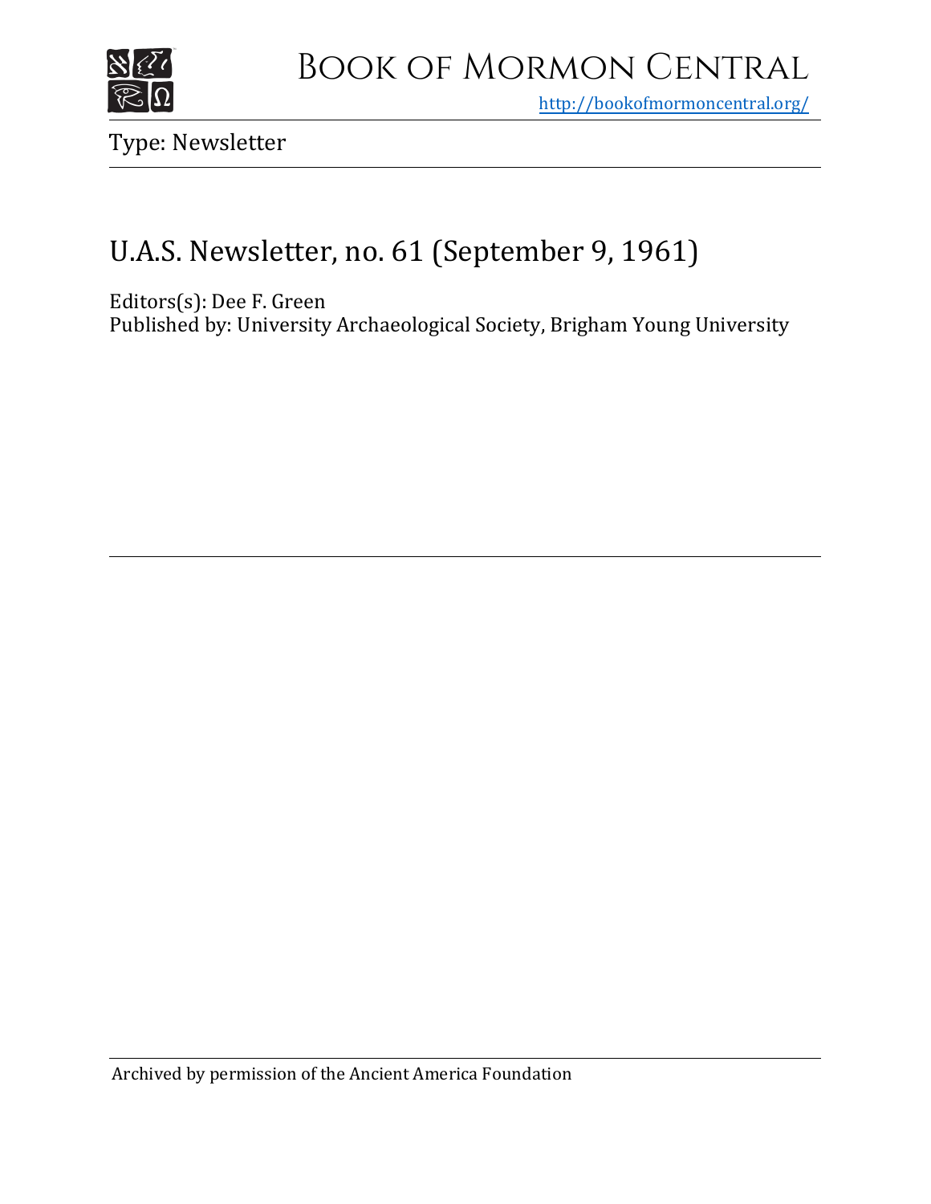# Book of Mormon Central

http://bookofmormoncentral.org/

Type: Newsletter

## U.A.S. Newsletter, no. 61 (September 9, 1961)

Editors(s): Dee F. Green
Published by: University Archaeological Society, Brigham Young University

Archived by permission of the Ancient America Foundation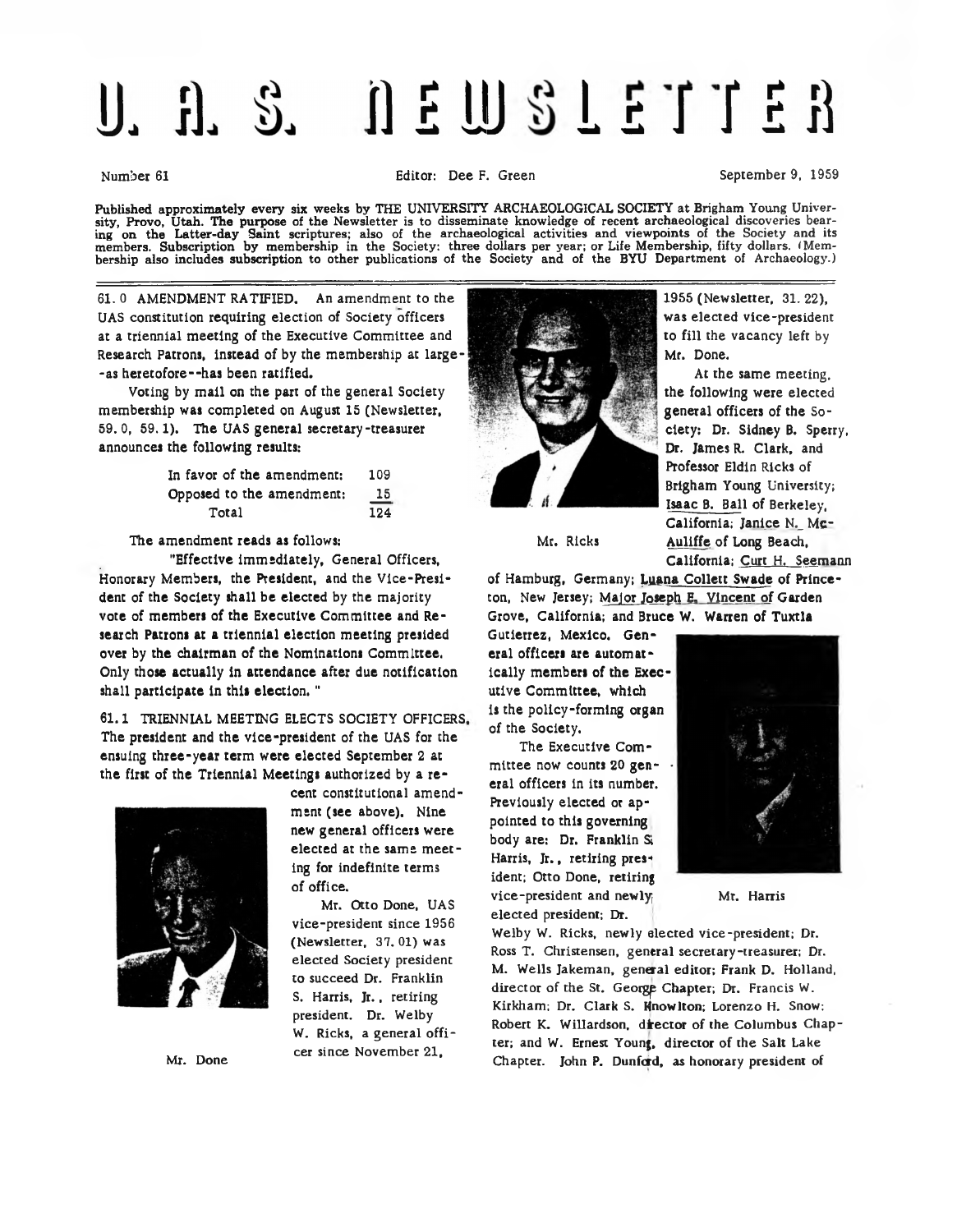# U. A. S. NEWSLETTER

Number 61 Editor: Dee F. Green September 9, 1959

Published approximately every six weeks by THE UNIVERSITY ARCHAEOLOGICAL SOCIETY at Brigham Young University, Provo, Utah. The purpose of the Newsletter is to disseminate knowledge of recent archaeological discoveries bearing on the Latter-day Saint scriptures; also of the archaeological activities and viewpoints of the Society and its members. Subscription by membership in the Society: three dollars per year; or Life Membership, fifty dollars. (Membership also includes subscription to other publications of the Society and of the BYU Department of Archaeology.)

61.0 AMENDMENT RATIFIED. An amendment to the UAS constitution requiring election of Society officers at a triennial meeting of the Executive Committee and Research Patrons, instead of by the membership at large--as heretofore--has been ratified.

Voting by mail on the part of the general Society membership was completed on August 15 (Newsletter, 59.0, 59.1). The UAS general secretary-treasurer announces the following results:

| | |
|---|---|
| In favor of the amendment: | 109 |
| Opposed to the amendment: | 15 |
| Total | 124 |

The amendment reads as follows:

"Effective immediately, General Officers, Honorary Members, the President, and the Vice-President of the Society shall be elected by the majority vote of members of the Executive Committee and Research Patrons at a triennial election meeting presided over by the chairman of the Nominations Committee. Only those actually in attendance after due notification shall participate in this election."

61.1 TRIENNIAL MEETING ELECTS SOCIETY OFFICERS. The president and the vice-president of the UAS for the ensuing three-year term were elected September 2 at the first of the Triennial Meetings authorized by a recent constitutional amendment (see above). Nine new general officers were elected at the same meeting for indefinite terms of office.

Mr. Done

Mr. Otto Done, UAS vice-president since 1956 (Newsletter, 37.01) was elected Society president to succeed Dr. Franklin S. Harris, Jr., retiring president. Dr. Welby W. Ricks, a general officer since November 21, 1955 (Newsletter, 31.22), was elected vice-president to fill the vacancy left by Mr. Done.

Mr. Ricks

At the same meeting, the following were elected general officers of the Society: Dr. Sidney B. Sperry, Dr. James R. Clark, and Professor Eldin Ricks of Brigham Young University; Isaac B. Ball of Berkeley, California; Janice N. McAuliffe of Long Beach, California; Curt H. Seemann of Hamburg, Germany; Luana Collett Swade of Princeton, New Jersey; Major Joseph E. Vincent of Garden Grove, California; and Bruce W. Warren of Tuxtla Gutierrez, Mexico. General officers are automatically members of the Executive Committee, which is the policy-forming organ of the Society.

Mr. Harris

The Executive Committee now counts 20 general officers in its number. Previously elected or appointed to this governing body are: Dr. Franklin S. Harris, Jr., retiring president; Otto Done, retiring vice-president and newly elected president; Dr. Welby W. Ricks, newly elected vice-president; Dr. Ross T. Christensen, general secretary-treasurer; Dr. M. Wells Jakeman, general editor; Frank D. Holland, director of the St. George Chapter; Dr. Francis W. Kirkham; Dr. Clark S. Knowlton; Lorenzo H. Snow; Robert K. Willardson, director of the Columbus Chapter; and W. Ernest Young, director of the Salt Lake Chapter. John P. Dunford, as honorary president of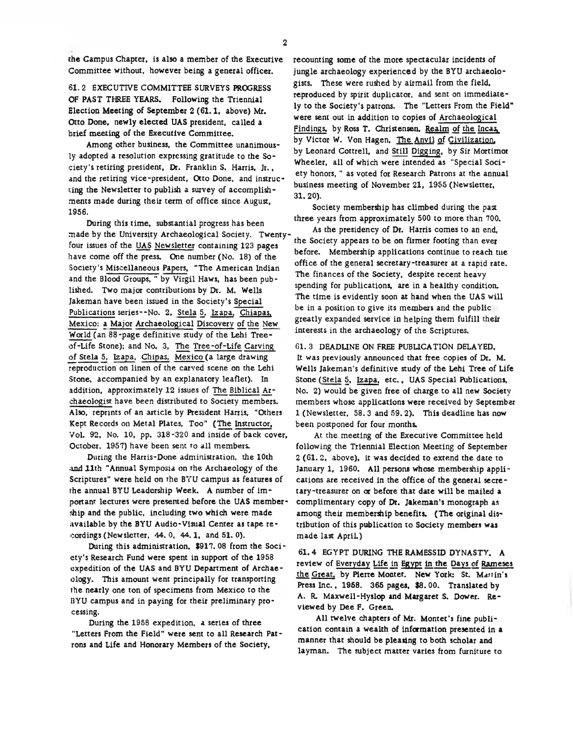the Campus Chapter, is also a member of the Executive Committee without, however being a general officer.

61.2 EXECUTIVE COMMITTEE SURVEYS PROGRESS OF PAST THREE YEARS. Following the Triennial Election Meeting of September 2 (61.1, above) Mr. Otto Done, newly elected UAS president, called a brief meeting of the Executive Committee.

Among other business, the Committee unanimously adopted a resolution expressing gratitude to the Society's retiring president, Dr. Franklin S. Harris, Jr., and the retiring vice-president, Otto Done, and instructing the Newsletter to publish a survey of accomplishments made during their term of office since August, 1956.

During this time, substantial progress has been made by the University Archaeological Society. Twenty-four issues of the UAS Newsletter containing 123 pages have come off the press. One number (No. 18) of the Society's Miscellaneous Papers, "The American Indian and the Blood Groups," by Virgil Haws, has been published. Two major contributions by Dr. M. Wells Jakeman have been issued in the Society's Special Publications series--No. 2, Stela 5, Izapa, Chiapas, Mexico; a Major Archaeological Discovery of the New World (an 88-page definitive study of the Lehi Tree-of-Life Stone); and No. 3, The Tree-of-Life Carving of Stela 5, Izapa, Chipas, Mexico (a large drawing reproduction on linen of the carved scene on the Lehi Stone, accompanied by an explanatory leaflet). In addition, approximately 12 issues of The Biblical Archaeologist have been distributed to Society members. Also, reprints of an article by President Harris, "Others Kept Records on Metal Plates, Too" (The Instructor, Vol. 92, No. 10, pp. 318-320 and inside of back cover, October, 1957) have been sent to all members.

During the Harris-Done administration, the 10th and 11th "Annual Symposia on the Archaeology of the Scriptures" were held on the BYU campus as features of the annual BYU Leadership Week. A number of important lectures were presented before the UAS membership and the public, including two which were made available by the BYU Audio-Visual Center as tape recordings (Newsletter, 44.0, 44.1, and 51.0).

During this administration, $917.08 from the Society's Research Fund were spent in support of the 1958 expedition of the UAS and BYU Department of Archaeology. This amount went principally for transporting the nearly one ton of specimens from Mexico to the BYU campus and in paying for their preliminary processing.

During the 1958 expedition, a series of three "Letters From the Field" were sent to all Research Patrons and Life and Honorary Members of the Society, recounting some of the more spectacular incidents of jungle archaeology experienced by the BYU archaeologists. These were rushed by airmail from the field, reproduced by spirit duplicator, and sent on immediately to the Society's patrons. The "Letters From the Field" were sent out in addition to copies of Archaeological Findings, by Ross T. Christensen, Realm of the Incas, by Victor W. Von Hagen, The Anvil of Civilization, by Leonard Cottrell, and Still Digging, by Sir Mortimor Wheeler, all of which were intended as "Special Society honors," as voted for Research Patrons at the annual business meeting of November 21, 1955 (Newsletter, 31.20).

Society membership has climbed during the past three years from approximately 500 to more than 700.

As the presidency of Dr. Harris comes to an end, the Society appears to be on firmer footing than ever before. Membership applications continue to reach the office of the general secretary-treasurer at a rapid rate. The finances of the Society, despite recent heavy spending for publications, are in a healthy condition. The time is evidently soon at hand when the UAS will be in a position to give its members and the public greatly expanded service in helping them fulfill their interests in the archaeology of the Scriptures.

61.3 DEADLINE ON FREE PUBLICATION DELAYED. It was previously announced that free copies of Dr. M. Wells Jakeman's definitive study of the Lehi Tree of Life Stone (Stela 5, Izapa, etc., UAS Special Publications, No. 2) would be given free of charge to all new Society members whose applications were received by September 1 (Newsletter, 58.3 and 59.2). This deadline has now been postponed for four months.

At the meeting of the Executive Committee held following the Triennial Election Meeting of September 2 (61.2, above), it was decided to extend the date to January 1, 1960. All persons whose membership applications are received in the office of the general secretary-treasurer on or before that date will be mailed a complimentary copy of Dr. Jakeman's monograph as among their membership benefits. (The original distribution of this publication to Society members was made last April.)

61.4 EGYPT DURING THE RAMESSID DYNASTY. A review of Everyday Life in Egypt in the Days of Rameses the Great, by Pierre Montet. New York: St. Martin's Press Inc., 1958. 365 pages, $8.00. Translated by A. R. Maxwell-Hyslop and Margaret S. Dower. Reviewed by Dee F. Green.

All twelve chapters of Mr. Montet's fine publication contain a wealth of information presented in a manner that should be pleasing to both scholar and layman. The subject matter varies from furniture to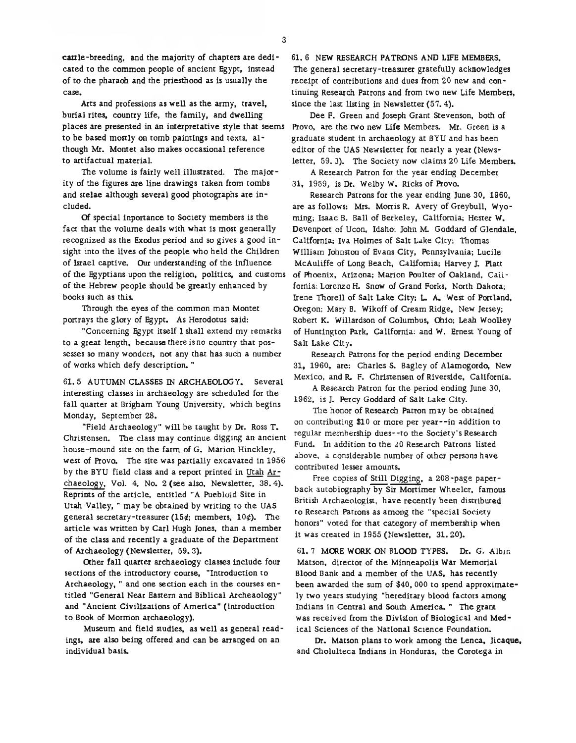cattle-breeding, and the majority of chapters are dedicated to the common people of ancient Egypt, instead of to the pharaoh and the priesthood as is usually the case.

Arts and professions as well as the army, travel, burial rites, country life, the family, and dwelling places are presented in an interpretative style that seems to be based mostly on tomb paintings and texts, although Mr. Montet also makes occasional reference to artifactual material.

The volume is fairly well illustrated. The majority of the figures are line drawings taken from tombs and stelae although several good photographs are included.

Of special inportance to Society members is the fact that the volume deals with what is most generally recognized as the Exodus period and so gives a good insight into the lives of the people who held the Children of Israel captive. Our understanding of the influence of the Egyptians upon the religion, politics, and customs of the Hebrew people should be greatly enhanced by books such as this.

Through the eyes of the common man Montet portrays the glory of Egypt. As Herodotus said:

"Concerning Egypt itself I shall extend my remarks to a great length, because there is no country that possesses so many wonders, not any that has such a number of works which defy description."

**61.5 AUTUMN CLASSES IN ARCHAEOLOGY.** Several interesting classes in archaeology are scheduled for the fall quarter at Brigham Young University, which begins Monday, September 28.

"Field Archaeology" will be taught by Dr. Ross T. Christensen. The class may continue digging an ancient house-mound site on the farm of G. Marion Hinckley, west of Provo. The site was partially excavated in 1956 by the BYU field class and a report printed in Utah Archaeology, Vol. 4, No. 2 (see also, Newsletter, 38.4). Reprints of the article, entitled "A Puebloid Site in Utah Valley," may be obtained by writing to the UAS general secretary-treasurer (15¢; members, 10¢). The article was written by Carl Hugh Jones, than a member of the class and recently a graduate of the Department of Archaeology (Newsletter, 59.3).

Other fall quarter archaeology classes include four sections of the introductory course, "Introduction to Archaeology," and one section each in the courses entitled "General Near Eastern and Biblical Archeaology" and "Ancient Civilizations of America" (introduction to Book of Mormon archaeology).

Museum and field studies, as well as general readings, are also being offered and can be arranged on an individual basis.

**61.6 NEW RESEARCH PATRONS AND LIFE MEMBERS.** The general secretary-treasurer gratefully acknowledges receipt of contributions and dues from 20 new and continuing Research Patrons and from two new Life Members, since the last listing in Newsletter (57.4).

Dee F. Green and Joseph Grant Stevenson, both of Provo, are the two new Life Members. Mr. Green is a graduate student in archaeology at BYU and has been editor of the UAS Newsletter for nearly a year (Newsletter, 59.3). The Society now claims 20 Life Members.

A Research Patron for the year ending December 31, 1959, is Dr. Welby W. Ricks of Provo.

Research Patrons for the year ending June 30, 1960, are as follows: Mrs. Morris R. Avery of Greybull, Wyoming; Isaac B. Ball of Berkeley, California; Hester W. Devenport of Ucon, Idaho; John M. Goddard of Glendale, California; Iva Holmes of Salt Lake City; Thomas William Johnston of Evans City, Pennsylvania; Lucile McAuliffe of Long Beach, California; Harvey J. Platt of Phoenix, Arizona; Marion Poulter of Oakland, California; Lorenzo H. Snow of Grand Forks, North Dakota; Irene Thorell of Salt Lake City; L. A. West of Portland, Oregon; Mary B. Wikoff of Cream Ridge, New Jersey; Robert K. Willardson of Columbus, Ohio; Leah Woolley of Huntington Park, California; and W. Ernest Young of Salt Lake City.

Research Patrons for the period ending December 31, 1960, are: Charles S. Bagley of Alamogordo, New Mexico, and R. F. Christensen of Riverside, California.

A Research Patron for the period ending June 30, 1962, is J. Percy Goddard of Salt Lake City.

The honor of Research Patron may be obtained on contributing $10 or more per year--in addition to regular membership dues--to the Society's Research Fund. In addition to the 20 Research Patrons listed above, a considerable number of other persons have contributed lesser amounts.

Free copies of Still Digging, a 208-page paperback autobiography by Sir Mortimer Wheeler, famous British Archaeologist, have recently been distributed to Research Patrons as among the "special Society honors" voted for that category of membership when it was created in 1955 (Newsletter, 31.20).

**61.7 MORE WORK ON BLOOD TYPES.** Dr. G. Albin Matson, director of the Minneapolis War Memorial Blood Bank and a member of the UAS, has recently been awarded the sum of $40,000 to spend approximately two years studying "hereditary blood factors among Indians in Central and South America." The grant was received from the Division of Biological and Medical Sciences of the National Science Foundation.

Dr. Matson plans to work among the Lenca, Jicaque, and Cholulteca Indians in Honduras, the Corotega in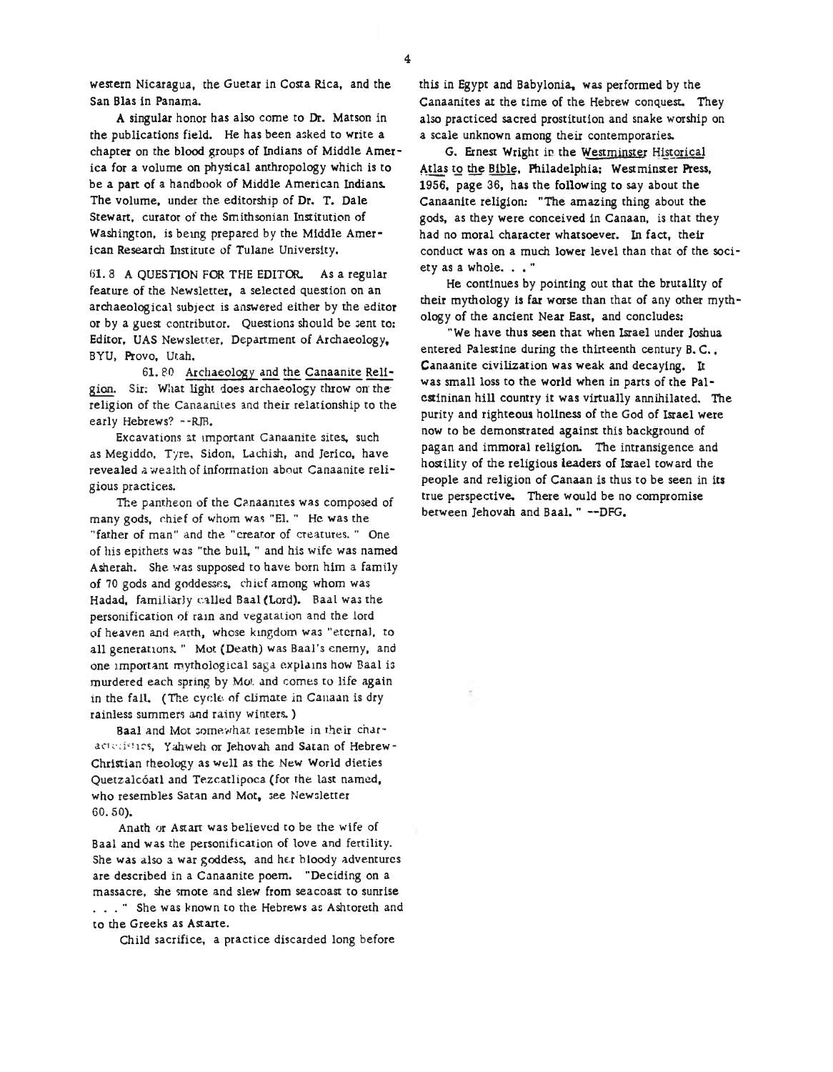western Nicaragua, the Guetar in Costa Rica, and the San Blas in Panama.

A singular honor has also come to Dr. Matson in the publications field. He has been asked to write a chapter on the blood groups of Indians of Middle America for a volume on physical anthropology which is to be a part of a handbook of Middle American Indians. The volume, under the editorship of Dr. T. Dale Stewart, curator of the Smithsonian Institution of Washington, is being prepared by the Middle American Research Institute of Tulane University.

61.8 A QUESTION FOR THE EDITOR. As a regular feature of the Newsletter, a selected question on an archaeological subject is answered either by the editor or by a guest contributor. Questions should be sent to: Editor, UAS Newsletter, Department of Archaeology, BYU, Provo, Utah.

61.80 Archaeology and the Canaanite Religion. Sir: What light does archaeology throw on the religion of the Canaanites and their relationship to the early Hebrews? --RJB.

Excavations at important Canaanite sites, such as Megiddo, Tyre, Sidon, Lachish, and Jerico, have revealed a wealth of information about Canaanite religious practices.

The pantheon of the Canaanites was composed of many gods, chief of whom was "El." He was the "father of man" and the "creator of creatures." One of his epithets was "the bull," and his wife was named Asherah. She was supposed to have born him a family of 70 gods and goddesses, chief among whom was Hadad, familiarly called Baal (Lord). Baal was the personification of rain and vegatation and the lord of heaven and earth, whose kingdom was "eternal, to all generations." Mot (Death) was Baal's enemy, and one important mythological saga explains how Baal is murdered each spring by Mot and comes to life again in the fall. (The cycle of climate in Canaan is dry rainless summers and rainy winters.)

Baal and Mot somewhat resemble in their characteristics, Yahweh or Jehovah and Satan of Hebrew-Christian theology as well as the New World dieties Quetzalcóatl and Tezcatlipoca (for the last named, who resembles Satan and Mot, see Newsletter 60.50).

Anath or Astart was believed to be the wife of Baal and was the personification of love and fertility. She was also a war goddess, and her bloody adventures are described in a Canaanite poem. "Deciding on a massacre, she smote and slew from seacoast to sunrise . . ." She was known to the Hebrews as Ashtoreth and to the Greeks as Astarte.

Child sacrifice, a practice discarded long before this in Egypt and Babylonia, was performed by the Canaanites at the time of the Hebrew conquest. They also practiced sacred prostitution and snake worship on a scale unknown among their contemporaries.

G. Ernest Wright in the Westminster Historical Atlas to the Bible, Philadelphia: Westminster Press, 1956, page 36, has the following to say about the Canaanite religion: "The amazing thing about the gods, as they were conceived in Canaan, is that they had no moral character whatsoever. In fact, their conduct was on a much lower level than that of the society as a whole. . ."

He continues by pointing out that the brutality of their mythology is far worse than that of any other mythology of the ancient Near East, and concludes:

"We have thus seen that when Israel under Joshua entered Palestine during the thirteenth century B.C., Canaanite civilization was weak and decaying. It was small loss to the world when in parts of the Palestininan hill country it was virtually annihilated. The purity and righteous holiness of the God of Israel were now to be demonstrated against this background of pagan and immoral religion. The intransigence and hostility of the religious leaders of Israel toward the people and religion of Canaan is thus to be seen in its true perspective. There would be no compromise between Jehovah and Baal." --DFG.